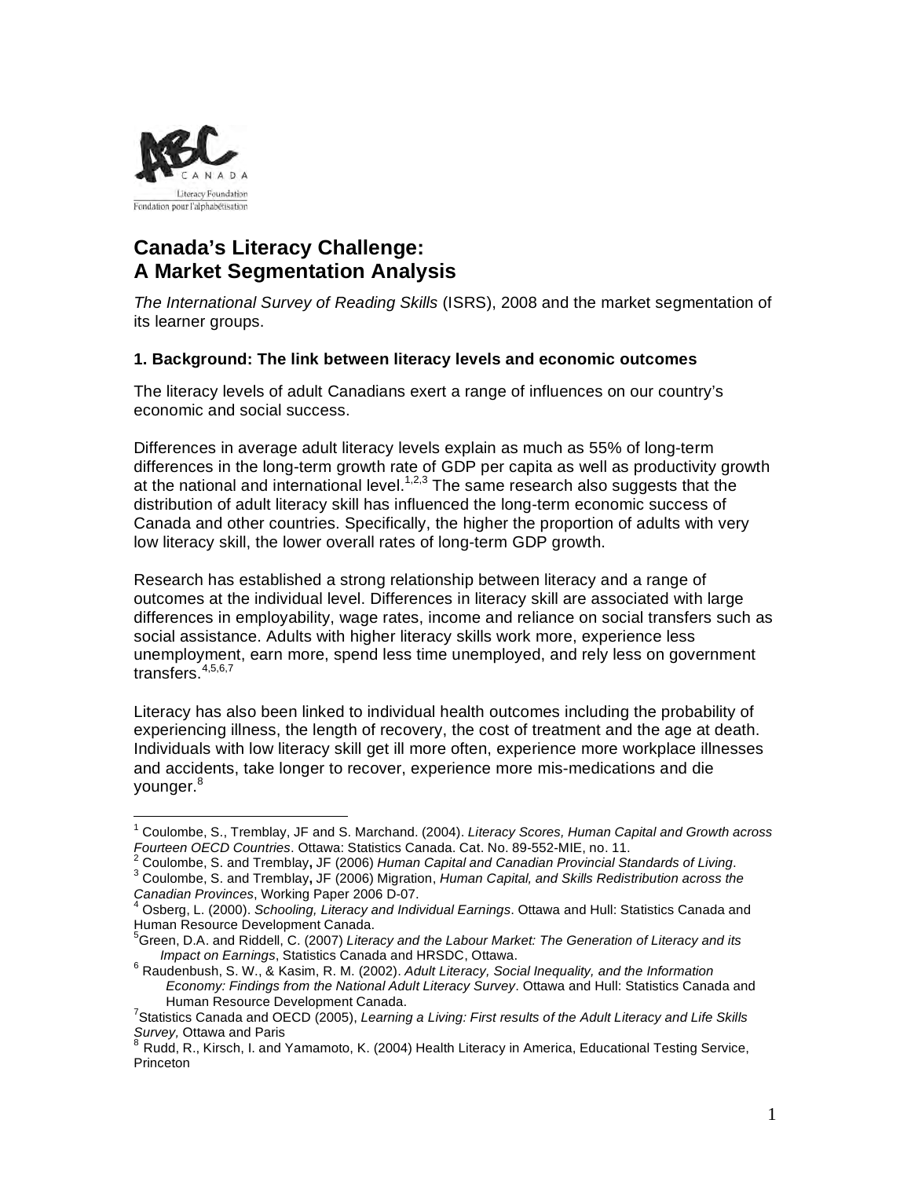ABC CANADA Literacy Foundation
Fondation pour l'alphabétisation

# Canada's Literacy Challenge: A Market Segmentation Analysis

*The International Survey of Reading Skills* (ISRS), 2008 and the market segmentation of its learner groups.

### 1. Background: The link between literacy levels and economic outcomes

The literacy levels of adult Canadians exert a range of influences on our country's economic and social success.

Differences in average adult literacy levels explain as much as 55% of long-term differences in the long-term growth rate of GDP per capita as well as productivity growth at the national and international level.[1,2,3] The same research also suggests that the distribution of adult literacy skill has influenced the long-term economic success of Canada and other countries. Specifically, the higher the proportion of adults with very low literacy skill, the lower overall rates of long-term GDP growth.

Research has established a strong relationship between literacy and a range of outcomes at the individual level. Differences in literacy skill are associated with large differences in employability, wage rates, income and reliance on social transfers such as social assistance. Adults with higher literacy skills work more, experience less unemployment, earn more, spend less time unemployed, and rely less on government transfers.[4,5,6,7]

Literacy has also been linked to individual health outcomes including the probability of experiencing illness, the length of recovery, the cost of treatment and the age at death. Individuals with low literacy skill get ill more often, experience more workplace illnesses and accidents, take longer to recover, experience more mis-medications and die younger.[8]

---

[1] Coulombe, S., Tremblay, JF and S. Marchand. (2004). *Literacy Scores, Human Capital and Growth across Fourteen OECD Countries*. Ottawa: Statistics Canada. Cat. No. 89-552-MIE, no. 11.

[2] Coulombe, S. and Tremblay**,** JF (2006) *Human Capital and Canadian Provincial Standards of Living*.

[3] Coulombe, S. and Tremblay**,** JF (2006) Migration, *Human Capital, and Skills Redistribution across the Canadian Provinces*, Working Paper 2006 D-07.

[4] Osberg, L. (2000). *Schooling, Literacy and Individual Earnings*. Ottawa and Hull: Statistics Canada and Human Resource Development Canada.

[5] Green, D.A. and Riddell, C. (2007) *Literacy and the Labour Market: The Generation of Literacy and its Impact on Earnings*, Statistics Canada and HRSDC, Ottawa.

[6] Raudenbush, S. W., & Kasim, R. M. (2002). *Adult Literacy, Social Inequality, and the Information Economy: Findings from the National Adult Literacy Survey*. Ottawa and Hull: Statistics Canada and Human Resource Development Canada.

[7] Statistics Canada and OECD (2005), *Learning a Living: First results of the Adult Literacy and Life Skills Survey,* Ottawa and Paris

[8] Rudd, R., Kirsch, I. and Yamamoto, K. (2004) Health Literacy in America, Educational Testing Service, Princeton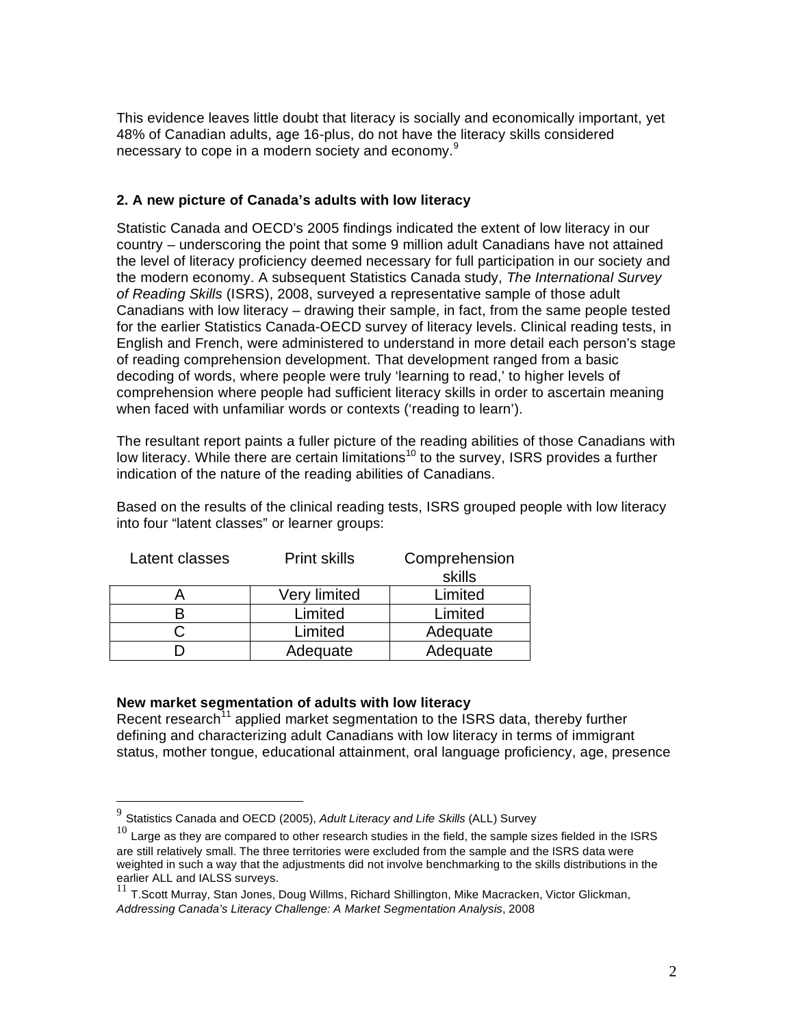This evidence leaves little doubt that literacy is socially and economically important, yet 48% of Canadian adults, age 16-plus, do not have the literacy skills considered necessary to cope in a modern society and economy.[9]

## 2. A new picture of Canada's adults with low literacy

Statistic Canada and OECD's 2005 findings indicated the extent of low literacy in our country – underscoring the point that some 9 million adult Canadians have not attained the level of literacy proficiency deemed necessary for full participation in our society and the modern economy. A subsequent Statistics Canada study, *The International Survey of Reading Skills* (ISRS), 2008, surveyed a representative sample of those adult Canadians with low literacy – drawing their sample, in fact, from the same people tested for the earlier Statistics Canada-OECD survey of literacy levels. Clinical reading tests, in English and French, were administered to understand in more detail each person's stage of reading comprehension development. That development ranged from a basic decoding of words, where people were truly 'learning to read,' to higher levels of comprehension where people had sufficient literacy skills in order to ascertain meaning when faced with unfamiliar words or contexts ('reading to learn').

The resultant report paints a fuller picture of the reading abilities of those Canadians with low literacy. While there are certain limitations[10] to the survey, ISRS provides a further indication of the nature of the reading abilities of Canadians.

Based on the results of the clinical reading tests, ISRS grouped people with low literacy into four "latent classes" or learner groups:

| Latent classes | Print skills | Comprehension skills |
|---|---|---|
| A | Very limited | Limited |
| B | Limited | Limited |
| C | Limited | Adequate |
| D | Adequate | Adequate |

### New market segmentation of adults with low literacy

Recent research[11] applied market segmentation to the ISRS data, thereby further defining and characterizing adult Canadians with low literacy in terms of immigrant status, mother tongue, educational attainment, oral language proficiency, age, presence

---

[9] Statistics Canada and OECD (2005), *Adult Literacy and Life Skills* (ALL) Survey

[10] Large as they are compared to other research studies in the field, the sample sizes fielded in the ISRS are still relatively small. The three territories were excluded from the sample and the ISRS data were weighted in such a way that the adjustments did not involve benchmarking to the skills distributions in the earlier ALL and IALSS surveys.

[11] T.Scott Murray, Stan Jones, Doug Willms, Richard Shillington, Mike Macracken, Victor Glickman, *Addressing Canada's Literacy Challenge: A Market Segmentation Analysis*, 2008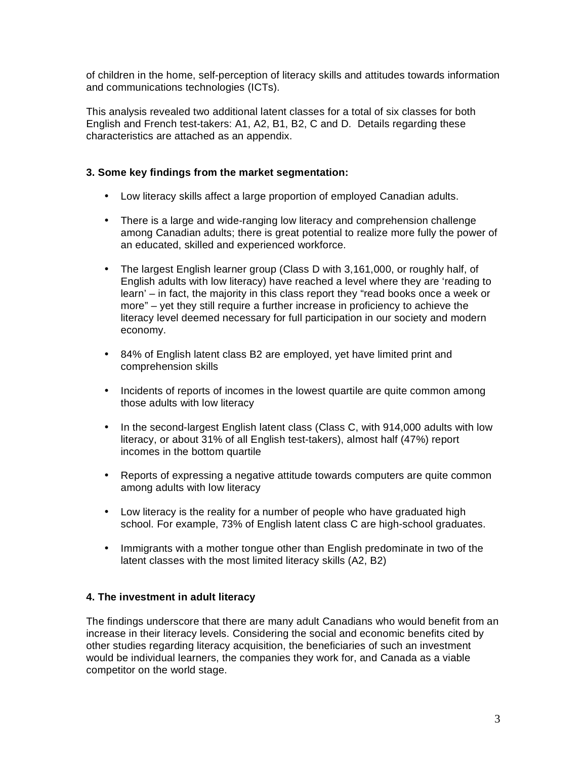of children in the home, self-perception of literacy skills and attitudes towards information and communications technologies (ICTs).

This analysis revealed two additional latent classes for a total of six classes for both English and French test-takers: A1, A2, B1, B2, C and D. Details regarding these characteristics are attached as an appendix.

### 3. Some key findings from the market segmentation:

- Low literacy skills affect a large proportion of employed Canadian adults.
- There is a large and wide-ranging low literacy and comprehension challenge among Canadian adults; there is great potential to realize more fully the power of an educated, skilled and experienced workforce.
- The largest English learner group (Class D with 3,161,000, or roughly half, of English adults with low literacy) have reached a level where they are 'reading to learn' – in fact, the majority in this class report they "read books once a week or more" – yet they still require a further increase in proficiency to achieve the literacy level deemed necessary for full participation in our society and modern economy.
- 84% of English latent class B2 are employed, yet have limited print and comprehension skills
- Incidents of reports of incomes in the lowest quartile are quite common among those adults with low literacy
- In the second-largest English latent class (Class C, with 914,000 adults with low literacy, or about 31% of all English test-takers), almost half (47%) report incomes in the bottom quartile
- Reports of expressing a negative attitude towards computers are quite common among adults with low literacy
- Low literacy is the reality for a number of people who have graduated high school. For example, 73% of English latent class C are high-school graduates.
- Immigrants with a mother tongue other than English predominate in two of the latent classes with the most limited literacy skills (A2, B2)

### 4. The investment in adult literacy

The findings underscore that there are many adult Canadians who would benefit from an increase in their literacy levels. Considering the social and economic benefits cited by other studies regarding literacy acquisition, the beneficiaries of such an investment would be individual learners, the companies they work for, and Canada as a viable competitor on the world stage.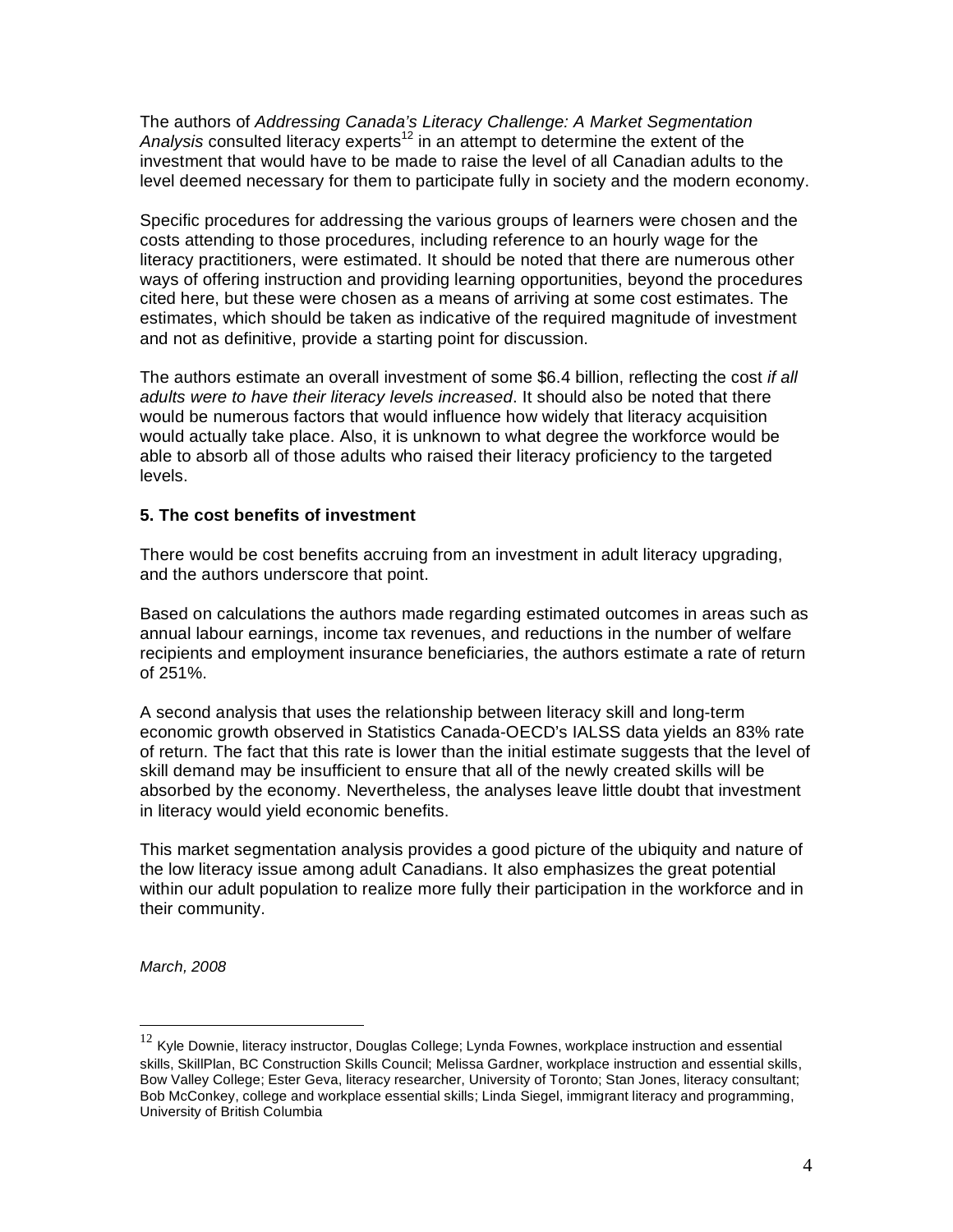The authors of *Addressing Canada's Literacy Challenge: A Market Segmentation Analysis* consulted literacy experts[12] in an attempt to determine the extent of the investment that would have to be made to raise the level of all Canadian adults to the level deemed necessary for them to participate fully in society and the modern economy.

Specific procedures for addressing the various groups of learners were chosen and the costs attending to those procedures, including reference to an hourly wage for the literacy practitioners, were estimated. It should be noted that there are numerous other ways of offering instruction and providing learning opportunities, beyond the procedures cited here, but these were chosen as a means of arriving at some cost estimates. The estimates, which should be taken as indicative of the required magnitude of investment and not as definitive, provide a starting point for discussion.

The authors estimate an overall investment of some $6.4 billion, reflecting the cost *if all adults were to have their literacy levels increased*. It should also be noted that there would be numerous factors that would influence how widely that literacy acquisition would actually take place. Also, it is unknown to what degree the workforce would be able to absorb all of those adults who raised their literacy proficiency to the targeted levels.

**5. The cost benefits of investment**

There would be cost benefits accruing from an investment in adult literacy upgrading, and the authors underscore that point.

Based on calculations the authors made regarding estimated outcomes in areas such as annual labour earnings, income tax revenues, and reductions in the number of welfare recipients and employment insurance beneficiaries, the authors estimate a rate of return of 251%.

A second analysis that uses the relationship between literacy skill and long-term economic growth observed in Statistics Canada-OECD's IALSS data yields an 83% rate of return. The fact that this rate is lower than the initial estimate suggests that the level of skill demand may be insufficient to ensure that all of the newly created skills will be absorbed by the economy. Nevertheless, the analyses leave little doubt that investment in literacy would yield economic benefits.

This market segmentation analysis provides a good picture of the ubiquity and nature of the low literacy issue among adult Canadians. It also emphasizes the great potential within our adult population to realize more fully their participation in the workforce and in their community.

*March, 2008*

---

[12] Kyle Downie, literacy instructor, Douglas College; Lynda Fownes, workplace instruction and essential skills, SkillPlan, BC Construction Skills Council; Melissa Gardner, workplace instruction and essential skills, Bow Valley College; Ester Geva, literacy researcher, University of Toronto; Stan Jones, literacy consultant; Bob McConkey, college and workplace essential skills; Linda Siegel, immigrant literacy and programming, University of British Columbia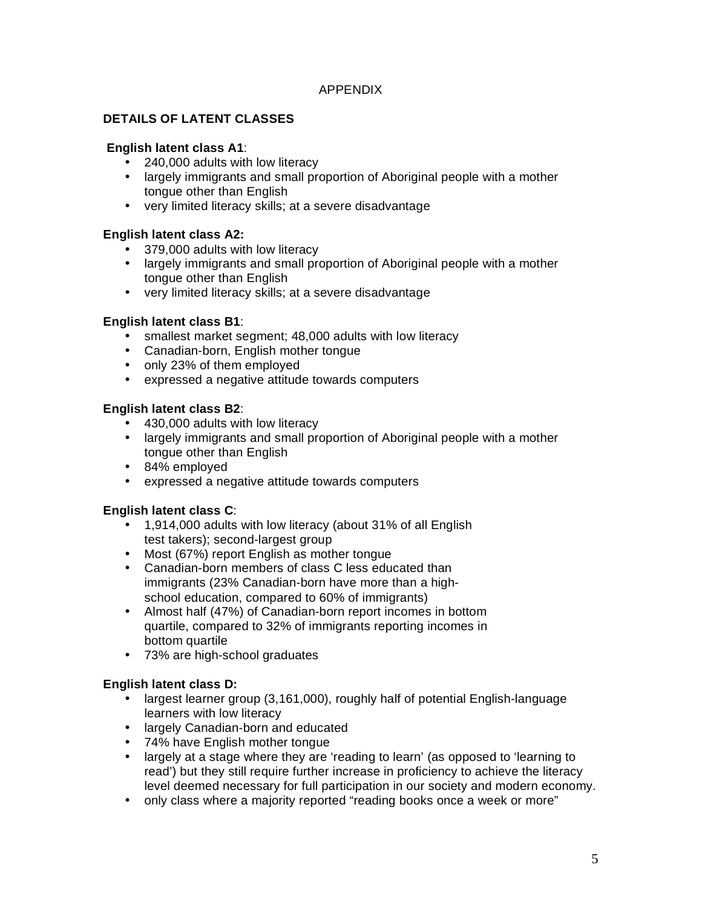APPENDIX

## DETAILS OF LATENT CLASSES

**English latent class A1**:

- 240,000 adults with low literacy
- largely immigrants and small proportion of Aboriginal people with a mother tongue other than English
- very limited literacy skills; at a severe disadvantage

**English latent class A2:**

- 379,000 adults with low literacy
- largely immigrants and small proportion of Aboriginal people with a mother tongue other than English
- very limited literacy skills; at a severe disadvantage

**English latent class B1**:

- smallest market segment; 48,000 adults with low literacy
- Canadian-born, English mother tongue
- only 23% of them employed
- expressed a negative attitude towards computers

**English latent class B2**:

- 430,000 adults with low literacy
- largely immigrants and small proportion of Aboriginal people with a mother tongue other than English
- 84% employed
- expressed a negative attitude towards computers

**English latent class C**:

- 1,914,000 adults with low literacy (about 31% of all English test takers); second-largest group
- Most (67%) report English as mother tongue
- Canadian-born members of class C less educated than immigrants (23% Canadian-born have more than a high-school education, compared to 60% of immigrants)
- Almost half (47%) of Canadian-born report incomes in bottom quartile, compared to 32% of immigrants reporting incomes in bottom quartile
- 73% are high-school graduates

**English latent class D:**

- largest learner group (3,161,000), roughly half of potential English-language learners with low literacy
- largely Canadian-born and educated
- 74% have English mother tongue
- largely at a stage where they are 'reading to learn' (as opposed to 'learning to read') but they still require further increase in proficiency to achieve the literacy level deemed necessary for full participation in our society and modern economy.
- only class where a majority reported "reading books once a week or more"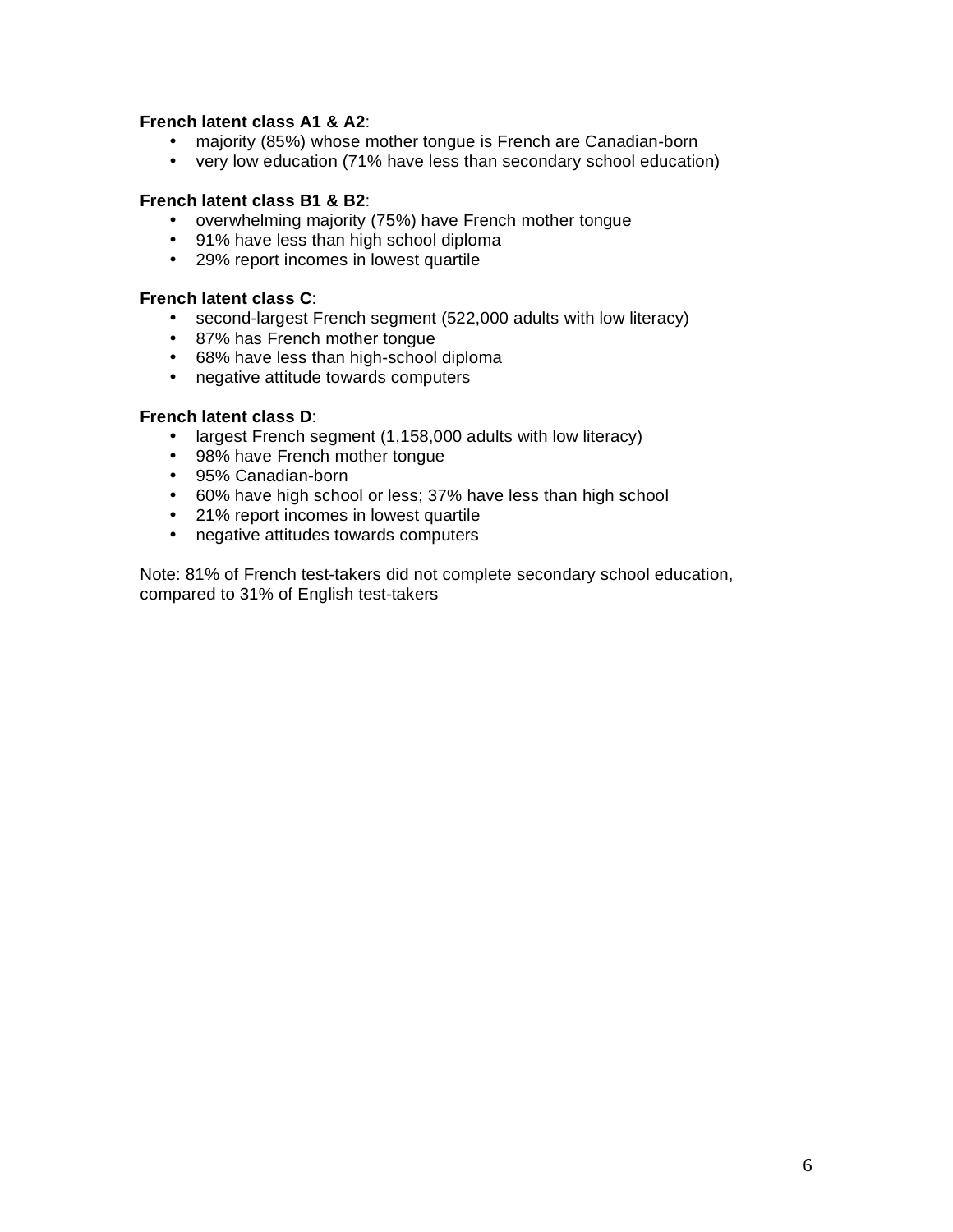**French latent class A1 & A2**:

- majority (85%) whose mother tongue is French are Canadian-born
- very low education (71% have less than secondary school education)

**French latent class B1 & B2**:

- overwhelming majority (75%) have French mother tongue
- 91% have less than high school diploma
- 29% report incomes in lowest quartile

**French latent class C**:

- second-largest French segment (522,000 adults with low literacy)
- 87% has French mother tongue
- 68% have less than high-school diploma
- negative attitude towards computers

**French latent class D**:

- largest French segment (1,158,000 adults with low literacy)
- 98% have French mother tongue
- 95% Canadian-born
- 60% have high school or less; 37% have less than high school
- 21% report incomes in lowest quartile
- negative attitudes towards computers

Note: 81% of French test-takers did not complete secondary school education, compared to 31% of English test-takers